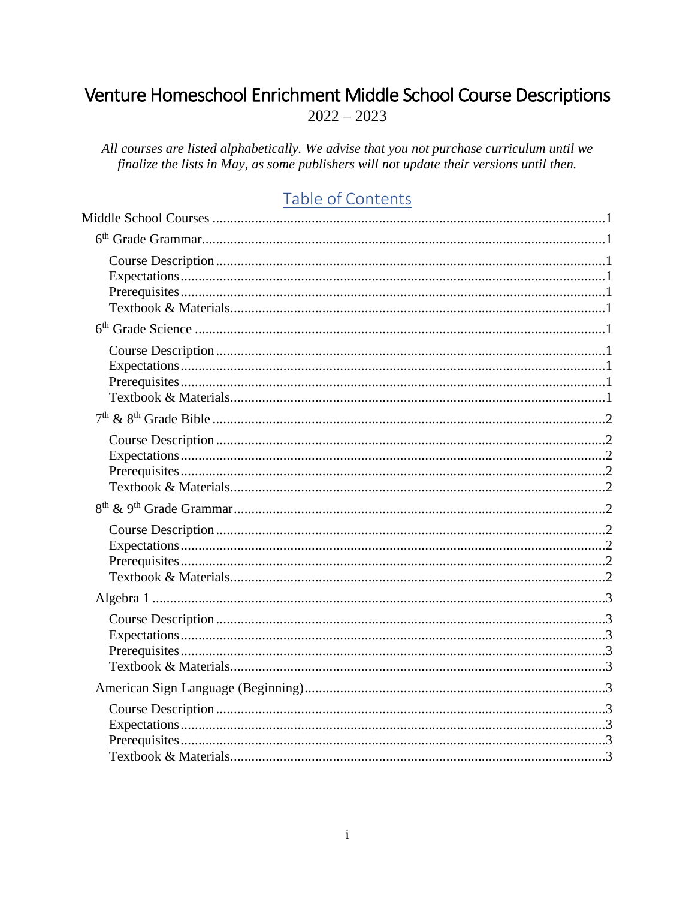# Venture Homeschool Enrichment Middle School Course Descriptions

2022 – 2023

*All courses are listed alphabetically. We advise that you not purchase curriculum until we finalize the lists in May, as some publishers will not update their versions until then.*

## Table of Contents

Middle School Courses ....................................................................................................1

- 6th Grade Grammar....................................................................................................1
  - Course Description....................................................................................................1
  - Expectations..............................................................................................................1
  - Prerequisites..............................................................................................................1
  - Textbook & Materials.................................................................................................1
- 6th Grade Science ........................................................................................................1
  - Course Description....................................................................................................1
  - Expectations..............................................................................................................1
  - Prerequisites..............................................................................................................1
  - Textbook & Materials.................................................................................................1
- 7th & 8th Grade Bible ..................................................................................................2
  - Course Description....................................................................................................2
  - Expectations..............................................................................................................2
  - Prerequisites..............................................................................................................2
  - Textbook & Materials.................................................................................................2
- 8th & 9th Grade Grammar...........................................................................................2
  - Course Description....................................................................................................2
  - Expectations..............................................................................................................2
  - Prerequisites..............................................................................................................2
  - Textbook & Materials.................................................................................................2
- Algebra 1 ....................................................................................................................3
  - Course Description....................................................................................................3
  - Expectations..............................................................................................................3
  - Prerequisites..............................................................................................................3
  - Textbook & Materials.................................................................................................3
- American Sign Language (Beginning)........................................................................3
  - Course Description....................................................................................................3
  - Expectations..............................................................................................................3
  - Prerequisites..............................................................................................................3
  - Textbook & Materials.................................................................................................3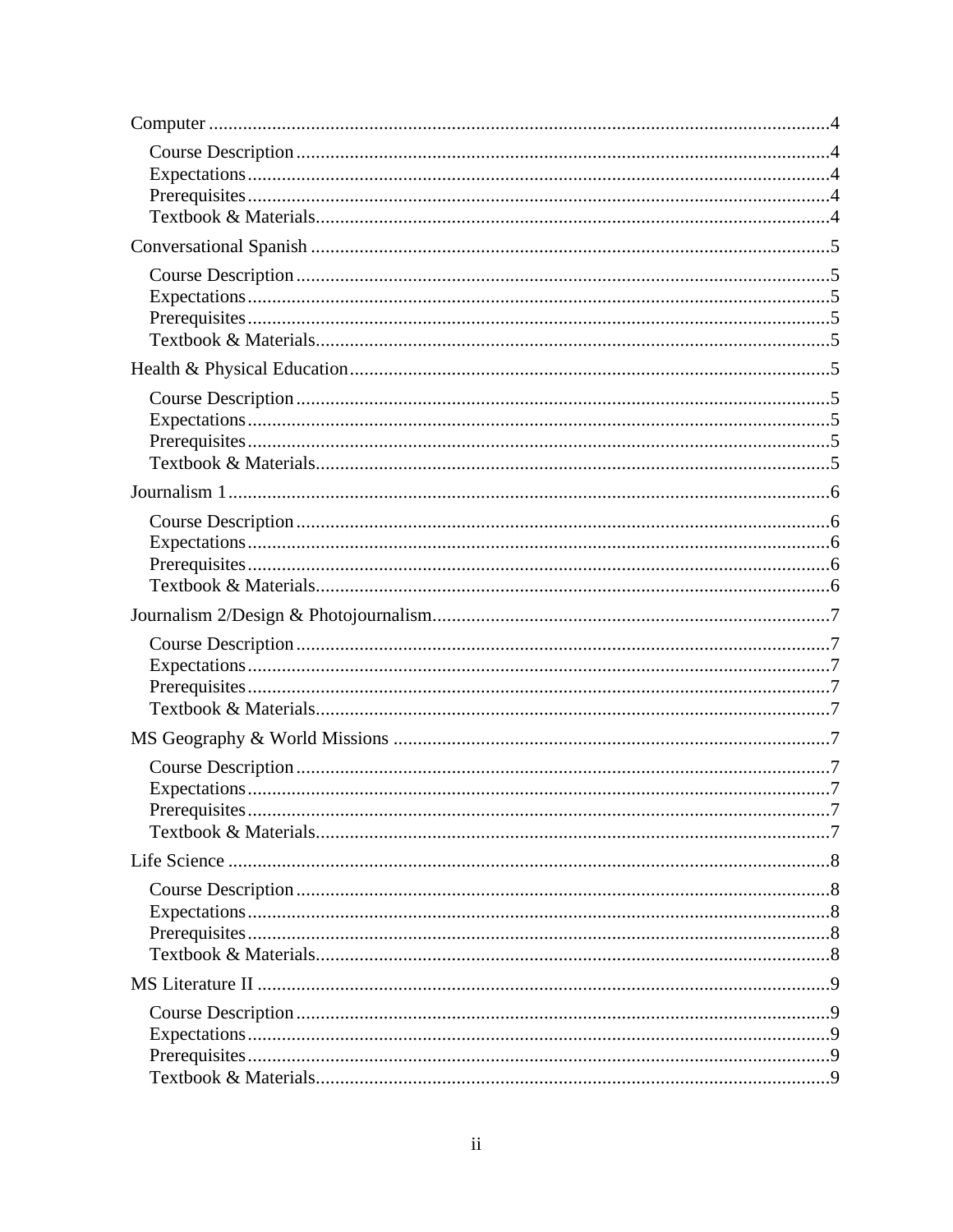Computer ................................................................................................................. 4

- Course Description ............................................................................................... 4
- Expectations ......................................................................................................... 4
- Prerequisites ......................................................................................................... 4
- Textbook & Materials ........................................................................................... 4

Conversational Spanish ............................................................................................ 5

- Course Description ............................................................................................... 5
- Expectations ......................................................................................................... 5
- Prerequisites ......................................................................................................... 5
- Textbook & Materials ........................................................................................... 5

Health & Physical Education .................................................................................... 5

- Course Description ............................................................................................... 5
- Expectations ......................................................................................................... 5
- Prerequisites ......................................................................................................... 5
- Textbook & Materials ........................................................................................... 5

Journalism 1 ............................................................................................................. 6

- Course Description ............................................................................................... 6
- Expectations ......................................................................................................... 6
- Prerequisites ......................................................................................................... 6
- Textbook & Materials ........................................................................................... 6

Journalism 2/Design & Photojournalism .................................................................. 7

- Course Description ............................................................................................... 7
- Expectations ......................................................................................................... 7
- Prerequisites ......................................................................................................... 7
- Textbook & Materials ........................................................................................... 7

MS Geography & World Missions ........................................................................... 7

- Course Description ............................................................................................... 7
- Expectations ......................................................................................................... 7
- Prerequisites ......................................................................................................... 7
- Textbook & Materials ........................................................................................... 7

Life Science ............................................................................................................. 8

- Course Description ............................................................................................... 8
- Expectations ......................................................................................................... 8
- Prerequisites ......................................................................................................... 8
- Textbook & Materials ........................................................................................... 8

MS Literature II ....................................................................................................... 9

- Course Description ............................................................................................... 9
- Expectations ......................................................................................................... 9
- Prerequisites ......................................................................................................... 9
- Textbook & Materials ........................................................................................... 9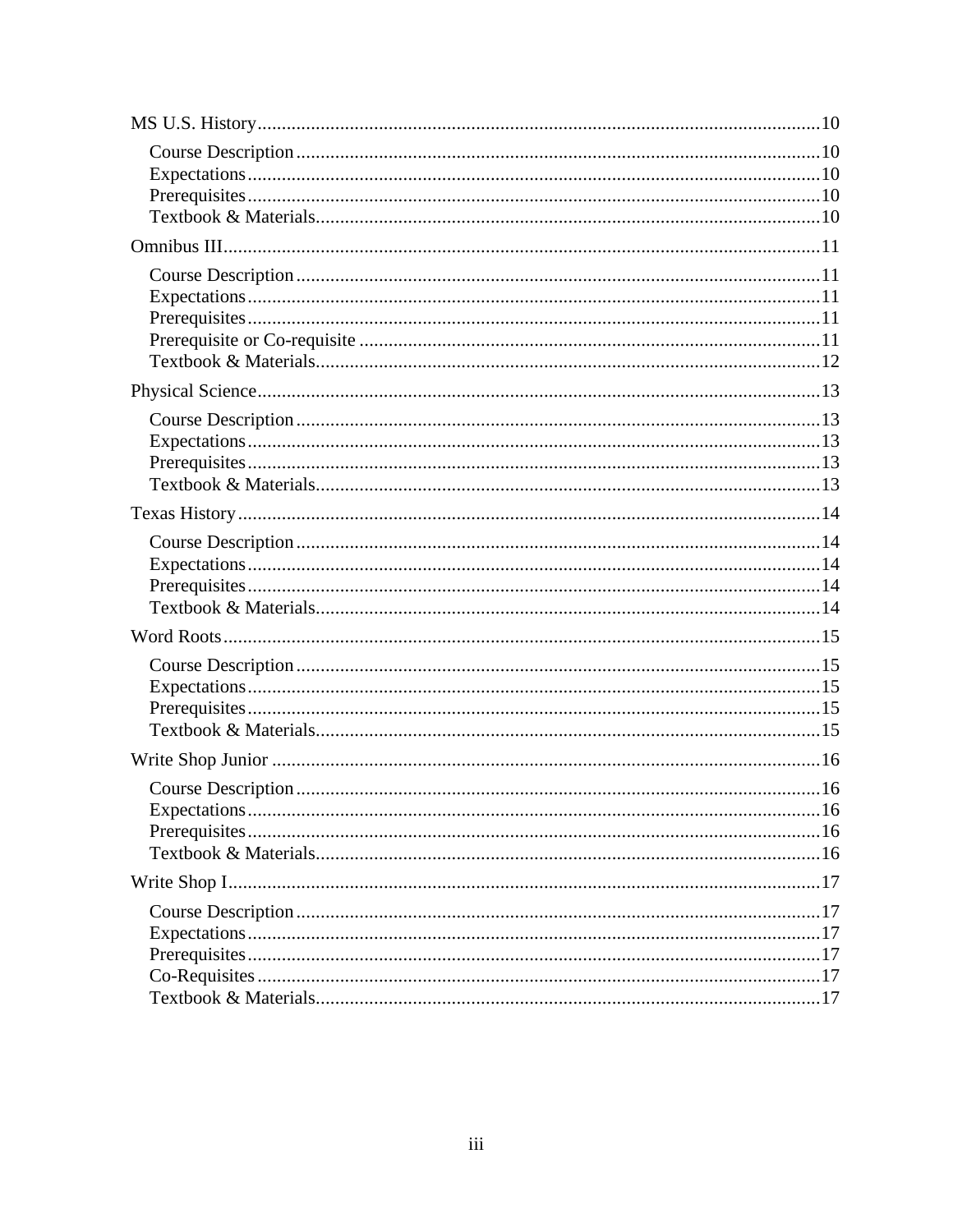MS U.S. History....................................................................................................................10

- Course Description............................................................................................10
- Expectations.......................................................................................................10
- Prerequisites.......................................................................................................10
- Textbook & Materials.........................................................................................10

Omnibus III..........................................................................................................................11

- Course Description............................................................................................11
- Expectations.......................................................................................................11
- Prerequisites.......................................................................................................11
- Prerequisite or Co-requisite ...............................................................................11
- Textbook & Materials.........................................................................................12

Physical Science...................................................................................................................13

- Course Description............................................................................................13
- Expectations.......................................................................................................13
- Prerequisites.......................................................................................................13
- Textbook & Materials.........................................................................................13

Texas History.......................................................................................................................14

- Course Description............................................................................................14
- Expectations.......................................................................................................14
- Prerequisites.......................................................................................................14
- Textbook & Materials.........................................................................................14

Word Roots..........................................................................................................................15

- Course Description............................................................................................15
- Expectations.......................................................................................................15
- Prerequisites.......................................................................................................15
- Textbook & Materials.........................................................................................15

Write Shop Junior ................................................................................................................16

- Course Description............................................................................................16
- Expectations.......................................................................................................16
- Prerequisites.......................................................................................................16
- Textbook & Materials.........................................................................................16

Write Shop I.........................................................................................................................17

- Course Description............................................................................................17
- Expectations.......................................................................................................17
- Prerequisites.......................................................................................................17
- Co-Requisites.....................................................................................................17
- Textbook & Materials.........................................................................................17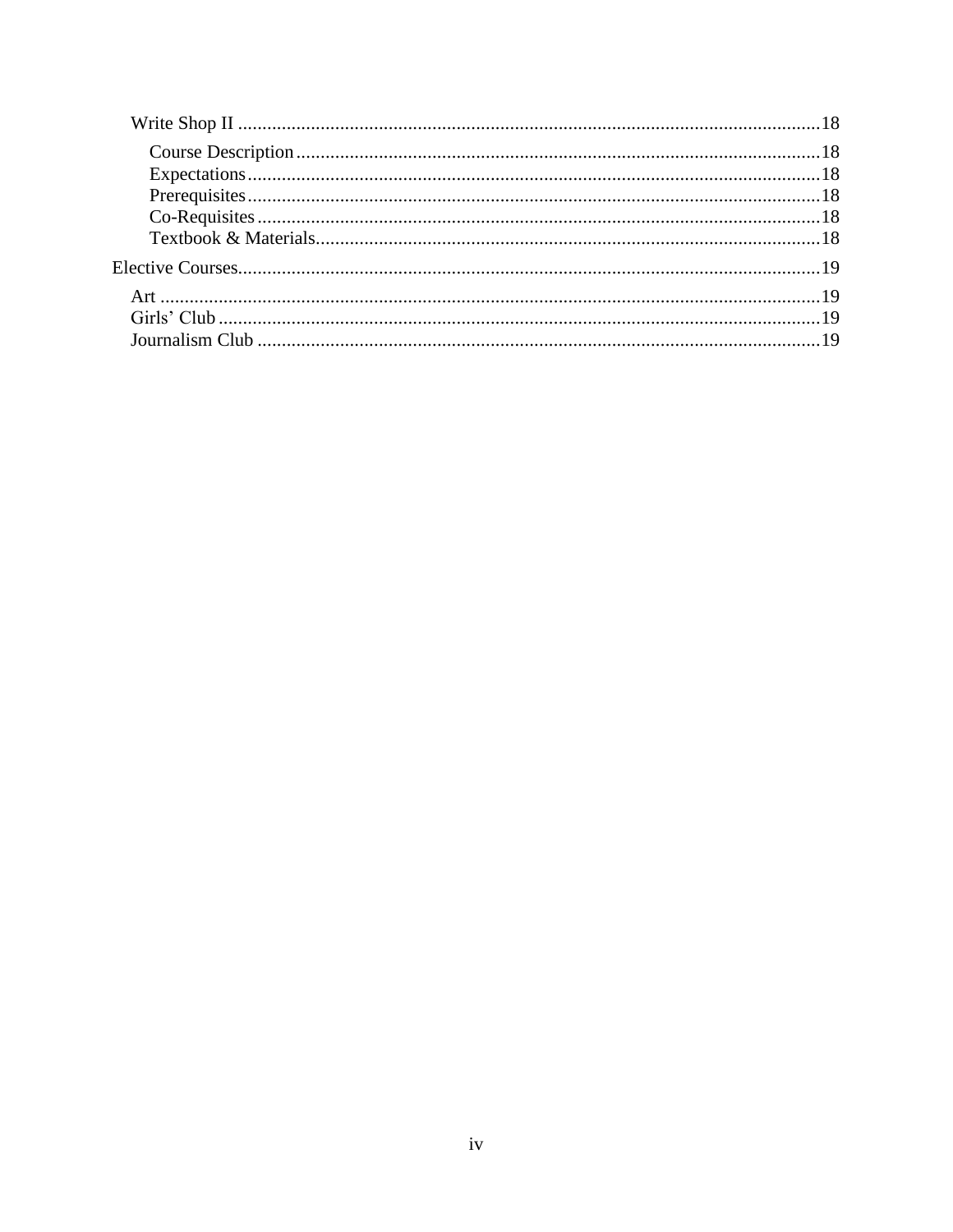- Write Shop II ....................................................................................................................18
  - Course Description ..........................................................................................................18
  - Expectations .....................................................................................................................18
  - Prerequisites .....................................................................................................................18
  - Co-Requisites ...................................................................................................................18
  - Textbook & Materials.......................................................................................................18

Elective Courses.......................................................................................................................19

- Art ......................................................................................................................................19
- Girls' Club ...........................................................................................................................19
- Journalism Club ...................................................................................................................19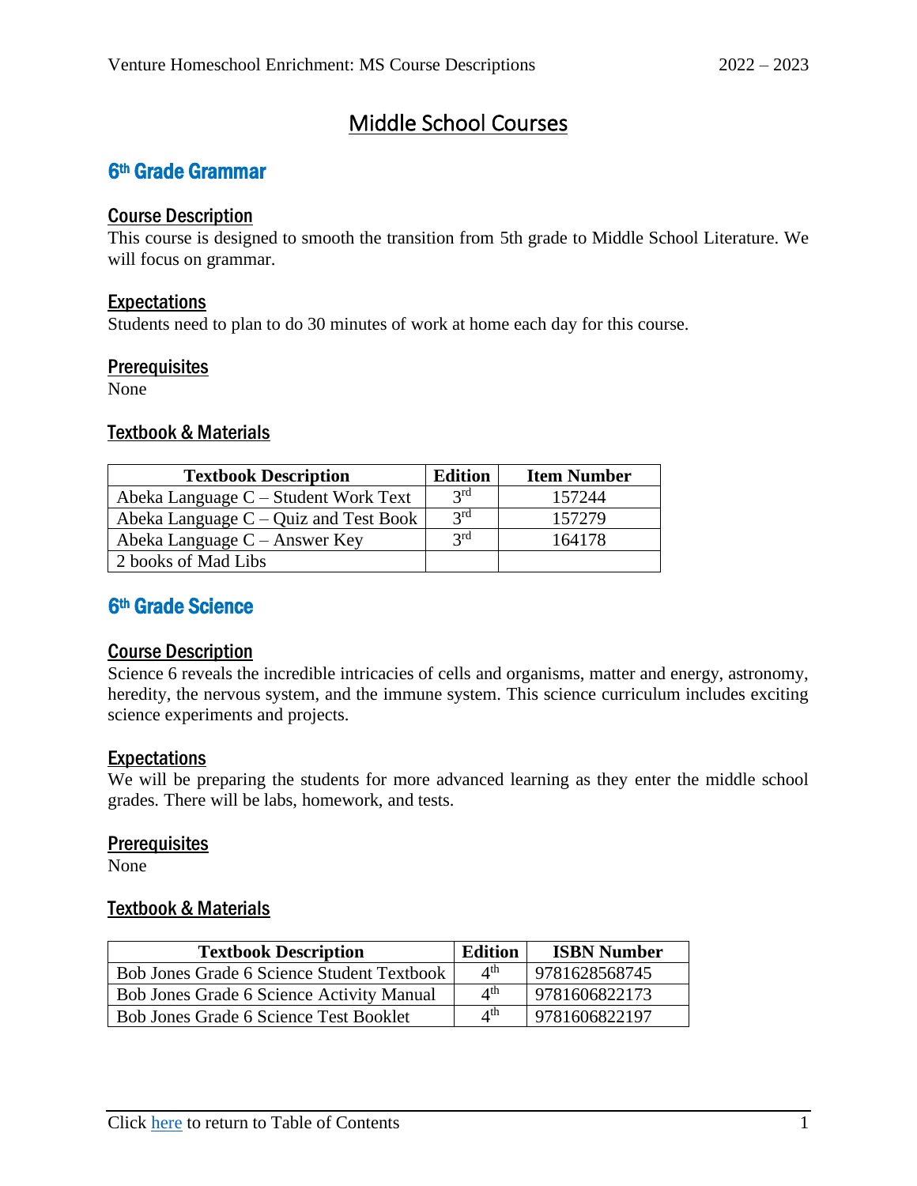# Middle School Courses

## 6th Grade Grammar

### Course Description

This course is designed to smooth the transition from 5th grade to Middle School Literature. We will focus on grammar.

### Expectations

Students need to plan to do 30 minutes of work at home each day for this course.

### Prerequisites

None

### Textbook & Materials

| Textbook Description | Edition | Item Number |
|---|---|---|
| Abeka Language C – Student Work Text | 3rd | 157244 |
| Abeka Language C – Quiz and Test Book | 3rd | 157279 |
| Abeka Language C – Answer Key | 3rd | 164178 |
| 2 books of Mad Libs | | |

## 6th Grade Science

### Course Description

Science 6 reveals the incredible intricacies of cells and organisms, matter and energy, astronomy, heredity, the nervous system, and the immune system. This science curriculum includes exciting science experiments and projects.

### Expectations

We will be preparing the students for more advanced learning as they enter the middle school grades. There will be labs, homework, and tests.

### Prerequisites

None

### Textbook & Materials

| Textbook Description | Edition | ISBN Number |
|---|---|---|
| Bob Jones Grade 6 Science Student Textbook | 4th | 9781628568745 |
| Bob Jones Grade 6 Science Activity Manual | 4th | 9781606822173 |
| Bob Jones Grade 6 Science Test Booklet | 4th | 9781606822197 |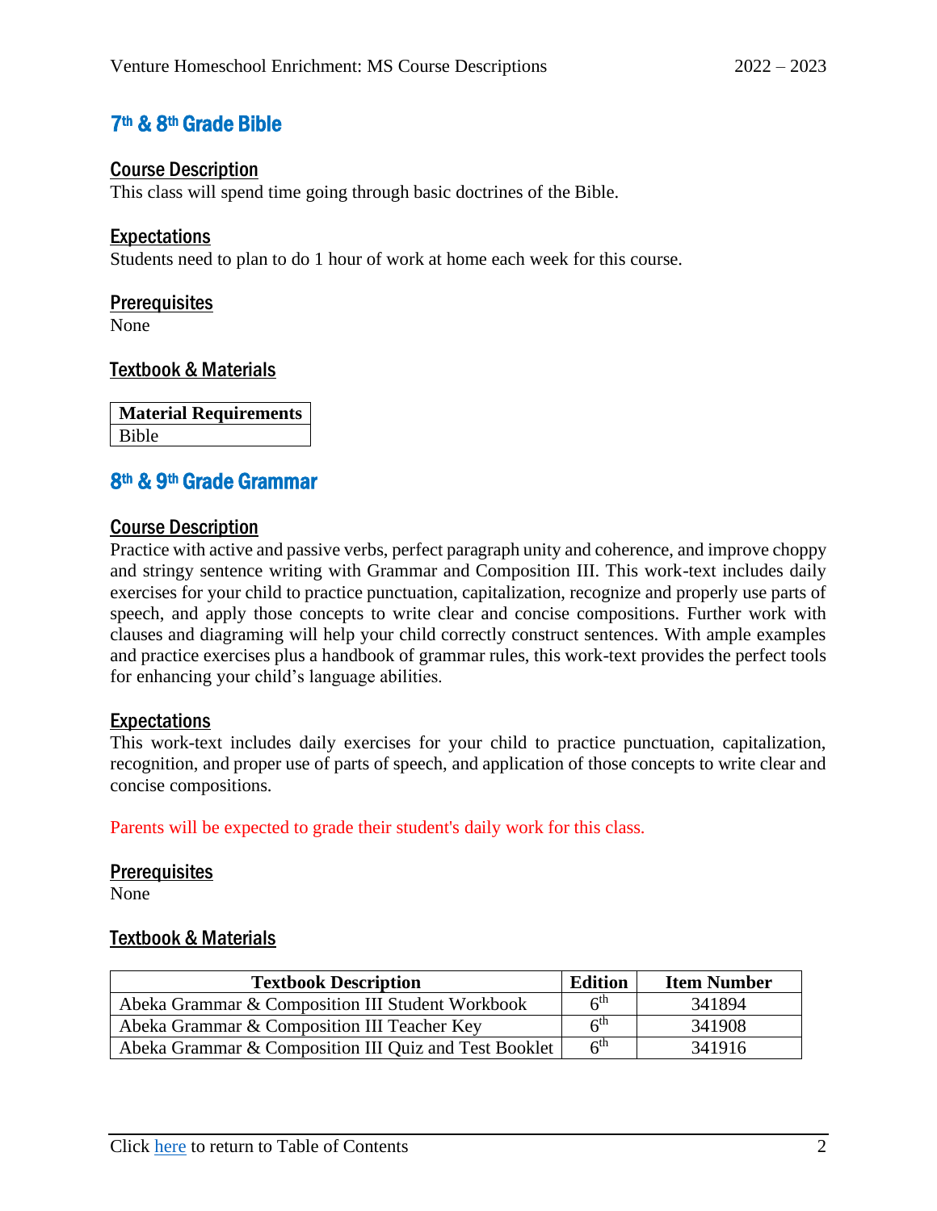## 7th & 8th Grade Bible

### Course Description

This class will spend time going through basic doctrines of the Bible.

### Expectations

Students need to plan to do 1 hour of work at home each week for this course.

### Prerequisites

None

### Textbook & Materials

| Material Requirements |
| --- |
| Bible |

## 8th & 9th Grade Grammar

### Course Description

Practice with active and passive verbs, perfect paragraph unity and coherence, and improve choppy and stringy sentence writing with Grammar and Composition III. This work-text includes daily exercises for your child to practice punctuation, capitalization, recognize and properly use parts of speech, and apply those concepts to write clear and concise compositions. Further work with clauses and diagraming will help your child correctly construct sentences. With ample examples and practice exercises plus a handbook of grammar rules, this work-text provides the perfect tools for enhancing your child's language abilities.

### Expectations

This work-text includes daily exercises for your child to practice punctuation, capitalization, recognition, and proper use of parts of speech, and application of those concepts to write clear and concise compositions.

Parents will be expected to grade their student's daily work for this class.

### Prerequisites

None

### Textbook & Materials

| Textbook Description | Edition | Item Number |
| --- | --- | --- |
| Abeka Grammar & Composition III Student Workbook | 6th | 341894 |
| Abeka Grammar & Composition III Teacher Key | 6th | 341908 |
| Abeka Grammar & Composition III Quiz and Test Booklet | 6th | 341916 |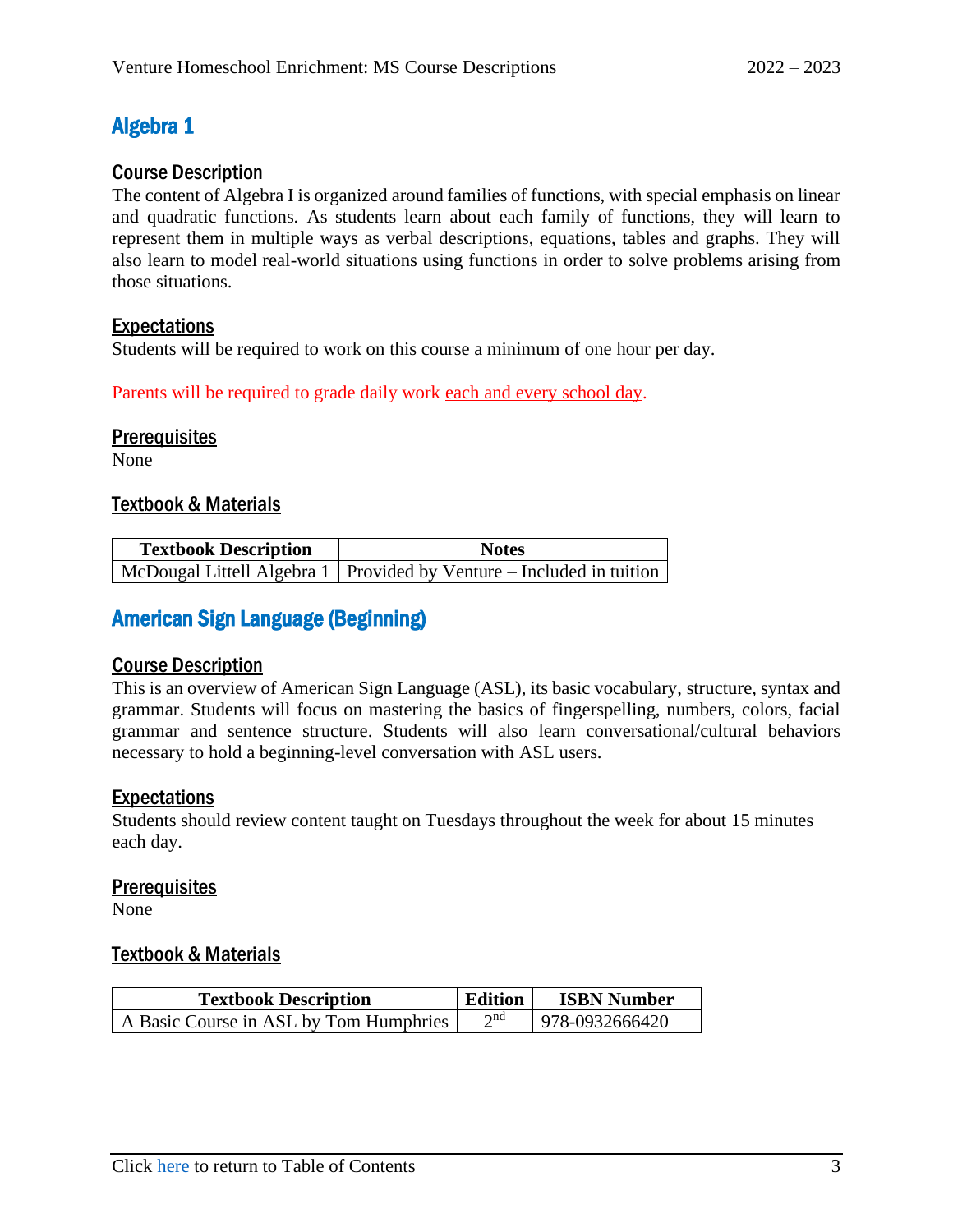## Algebra 1

### Course Description

The content of Algebra I is organized around families of functions, with special emphasis on linear and quadratic functions. As students learn about each family of functions, they will learn to represent them in multiple ways as verbal descriptions, equations, tables and graphs. They will also learn to model real-world situations using functions in order to solve problems arising from those situations.

### Expectations

Students will be required to work on this course a minimum of one hour per day.

Parents will be required to grade daily work each and every school day.

### Prerequisites

None

### Textbook & Materials

| Textbook Description | Notes |
| --- | --- |
| McDougal Littell Algebra 1 | Provided by Venture – Included in tuition |

## American Sign Language (Beginning)

### Course Description

This is an overview of American Sign Language (ASL), its basic vocabulary, structure, syntax and grammar. Students will focus on mastering the basics of fingerspelling, numbers, colors, facial grammar and sentence structure. Students will also learn conversational/cultural behaviors necessary to hold a beginning-level conversation with ASL users.

### Expectations

Students should review content taught on Tuesdays throughout the week for about 15 minutes each day.

### Prerequisites

None

### Textbook & Materials

| Textbook Description | Edition | ISBN Number |
| --- | --- | --- |
| A Basic Course in ASL by Tom Humphries | 2nd | 978-0932666420 |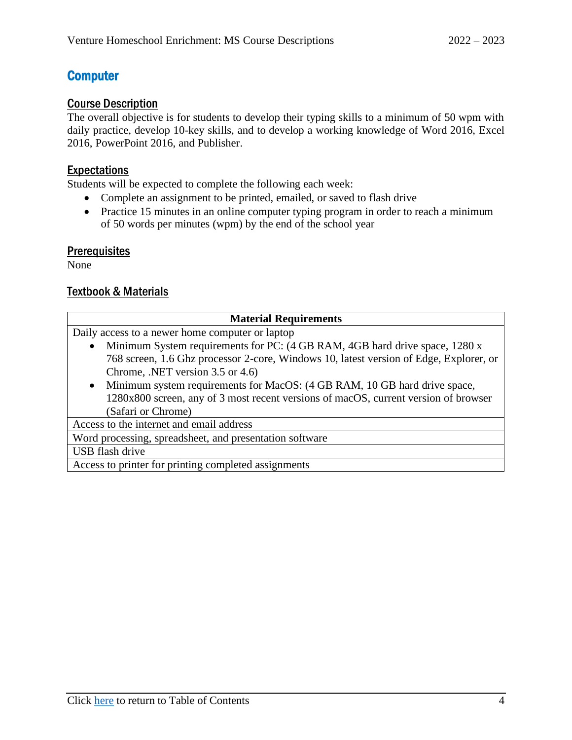## Computer

### Course Description

The overall objective is for students to develop their typing skills to a minimum of 50 wpm with daily practice, develop 10-key skills, and to develop a working knowledge of Word 2016, Excel 2016, PowerPoint 2016, and Publisher.

### Expectations

Students will be expected to complete the following each week:

- Complete an assignment to be printed, emailed, or saved to flash drive
- Practice 15 minutes in an online computer typing program in order to reach a minimum of 50 words per minutes (wpm) by the end of the school year

### Prerequisites

None

### Textbook & Materials

| Material Requirements |
|---|
| Daily access to a newer home computer or laptop<br>• Minimum System requirements for PC: (4 GB RAM, 4GB hard drive space, 1280 x 768 screen, 1.6 Ghz processor 2-core, Windows 10, latest version of Edge, Explorer, or Chrome, .NET version 3.5 or 4.6)<br>• Minimum system requirements for MacOS: (4 GB RAM, 10 GB hard drive space, 1280x800 screen, any of 3 most recent versions of macOS, current version of browser (Safari or Chrome) |
| Access to the internet and email address |
| Word processing, spreadsheet, and presentation software |
| USB flash drive |
| Access to printer for printing completed assignments |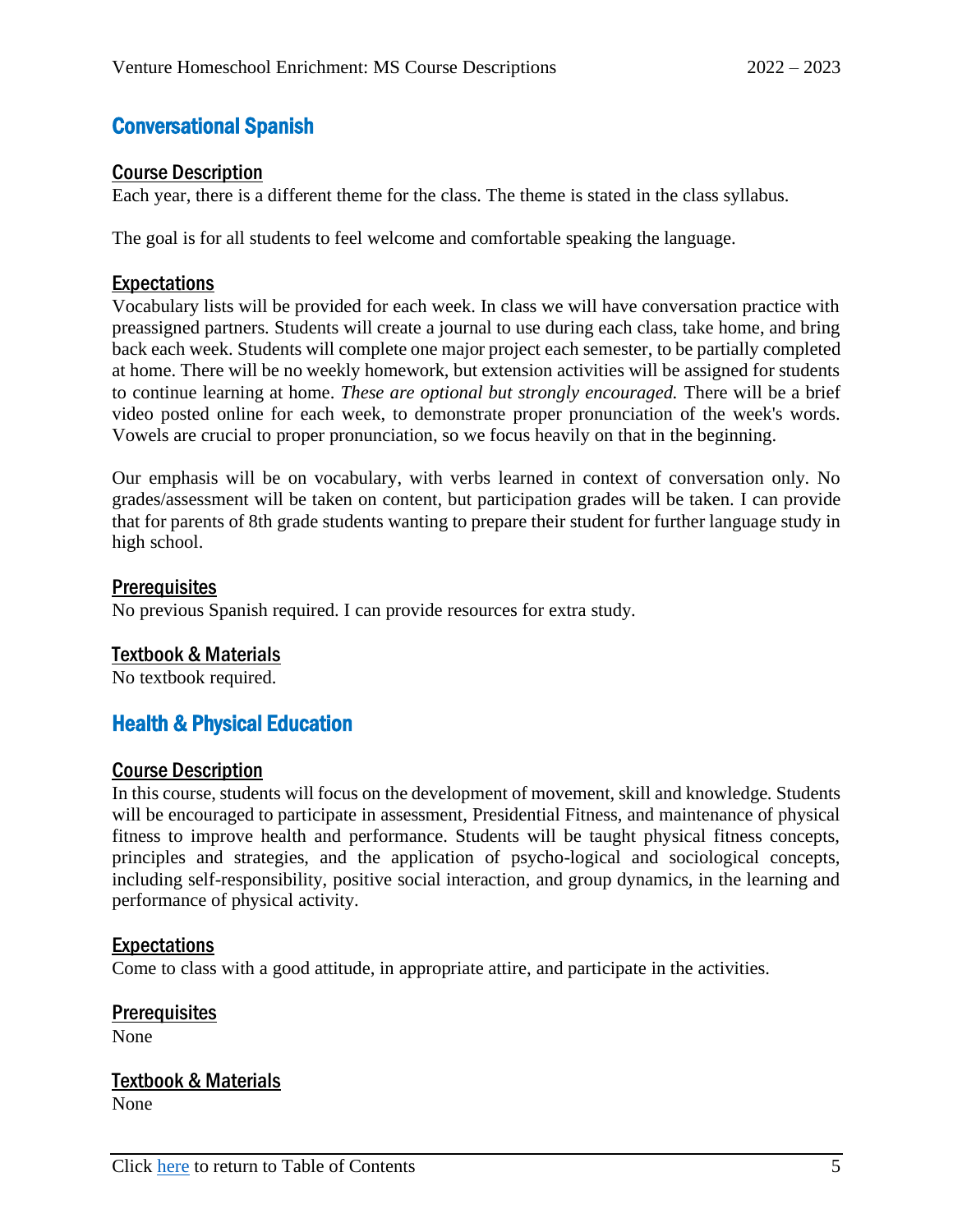## Conversational Spanish

### Course Description

Each year, there is a different theme for the class. The theme is stated in the class syllabus.

The goal is for all students to feel welcome and comfortable speaking the language.

### Expectations

Vocabulary lists will be provided for each week. In class we will have conversation practice with preassigned partners. Students will create a journal to use during each class, take home, and bring back each week. Students will complete one major project each semester, to be partially completed at home. There will be no weekly homework, but extension activities will be assigned for students to continue learning at home. *These are optional but strongly encouraged.* There will be a brief video posted online for each week, to demonstrate proper pronunciation of the week's words. Vowels are crucial to proper pronunciation, so we focus heavily on that in the beginning.

Our emphasis will be on vocabulary, with verbs learned in context of conversation only. No grades/assessment will be taken on content, but participation grades will be taken. I can provide that for parents of 8th grade students wanting to prepare their student for further language study in high school.

### Prerequisites

No previous Spanish required. I can provide resources for extra study.

### Textbook & Materials

No textbook required.

## Health & Physical Education

### Course Description

In this course, students will focus on the development of movement, skill and knowledge. Students will be encouraged to participate in assessment, Presidential Fitness, and maintenance of physical fitness to improve health and performance. Students will be taught physical fitness concepts, principles and strategies, and the application of psycho-logical and sociological concepts, including self-responsibility, positive social interaction, and group dynamics, in the learning and performance of physical activity.

### Expectations

Come to class with a good attitude, in appropriate attire, and participate in the activities.

### Prerequisites

None

### Textbook & Materials

None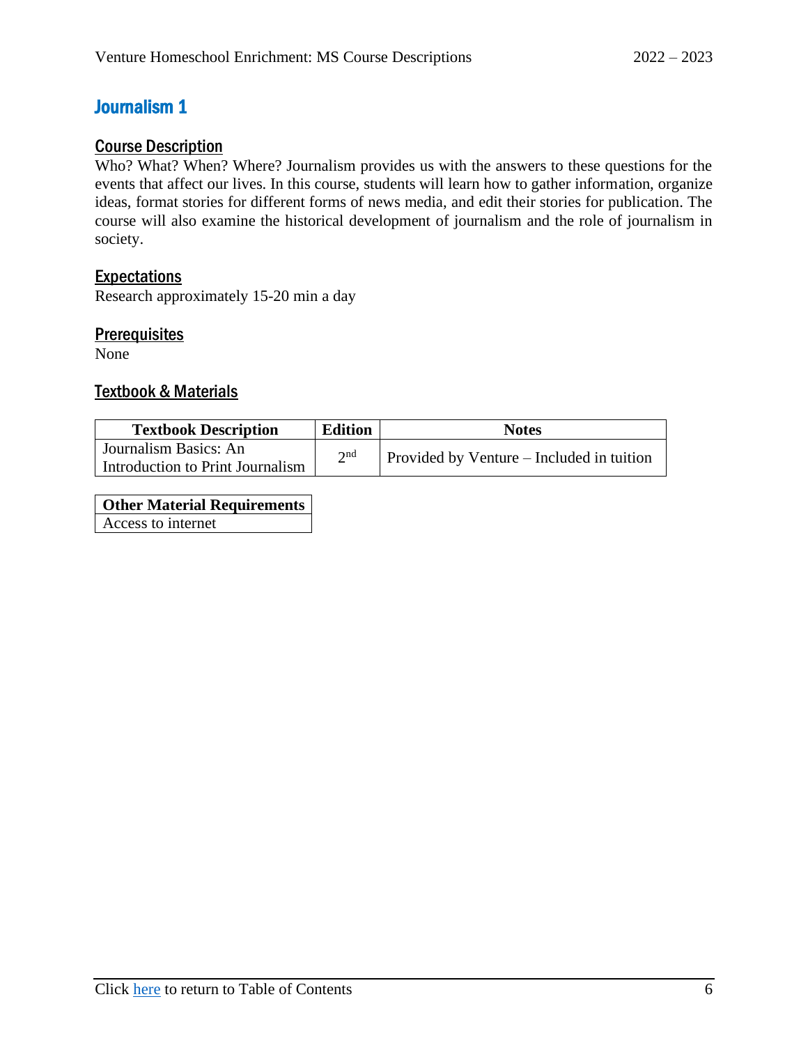# Journalism 1

## Course Description

Who? What? When? Where? Journalism provides us with the answers to these questions for the events that affect our lives. In this course, students will learn how to gather information, organize ideas, format stories for different forms of news media, and edit their stories for publication. The course will also examine the historical development of journalism and the role of journalism in society.

## Expectations

Research approximately 15-20 min a day

## Prerequisites

None

## Textbook & Materials

| Textbook Description | Edition | Notes |
| --- | --- | --- |
| Journalism Basics: An Introduction to Print Journalism | 2nd | Provided by Venture – Included in tuition |

| Other Material Requirements |
| --- |
| Access to internet |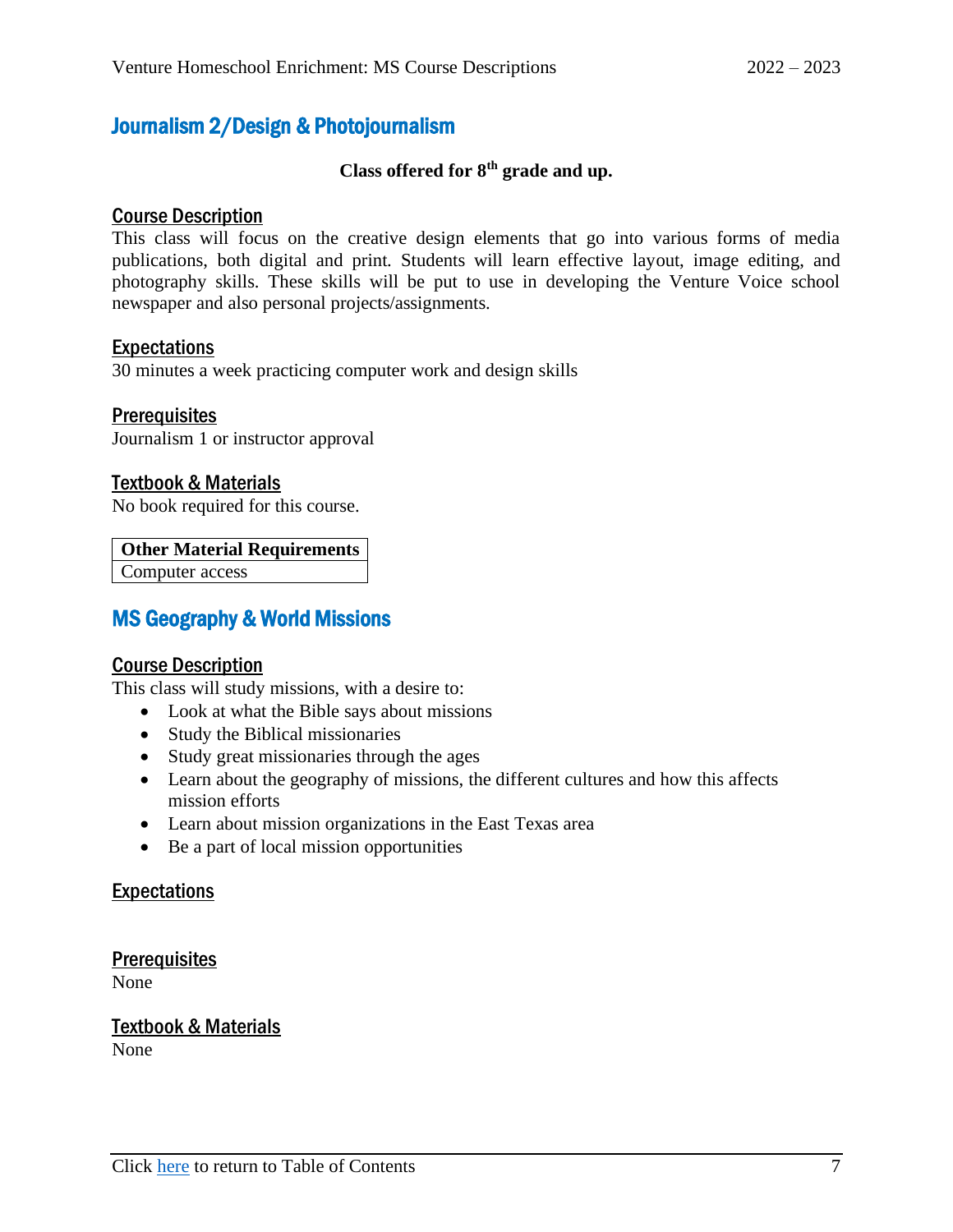## Journalism 2/Design & Photojournalism

**Class offered for 8th grade and up.**

### Course Description

This class will focus on the creative design elements that go into various forms of media publications, both digital and print. Students will learn effective layout, image editing, and photography skills. These skills will be put to use in developing the Venture Voice school newspaper and also personal projects/assignments.

### Expectations

30 minutes a week practicing computer work and design skills

### Prerequisites

Journalism 1 or instructor approval

### Textbook & Materials

No book required for this course.

| Other Material Requirements |
| --- |
| Computer access |

## MS Geography & World Missions

### Course Description

This class will study missions, with a desire to:

- Look at what the Bible says about missions
- Study the Biblical missionaries
- Study great missionaries through the ages
- Learn about the geography of missions, the different cultures and how this affects mission efforts
- Learn about mission organizations in the East Texas area
- Be a part of local mission opportunities

### Expectations

### Prerequisites

None

### Textbook & Materials

None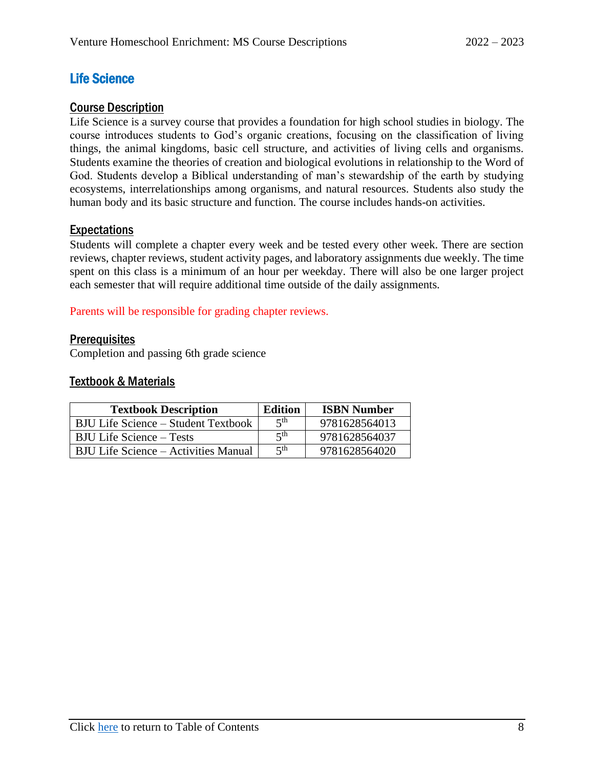# Life Science

## Course Description

Life Science is a survey course that provides a foundation for high school studies in biology. The course introduces students to God's organic creations, focusing on the classification of living things, the animal kingdoms, basic cell structure, and activities of living cells and organisms. Students examine the theories of creation and biological evolutions in relationship to the Word of God. Students develop a Biblical understanding of man's stewardship of the earth by studying ecosystems, interrelationships among organisms, and natural resources. Students also study the human body and its basic structure and function. The course includes hands-on activities.

## Expectations

Students will complete a chapter every week and be tested every other week. There are section reviews, chapter reviews, student activity pages, and laboratory assignments due weekly. The time spent on this class is a minimum of an hour per weekday. There will also be one larger project each semester that will require additional time outside of the daily assignments.

Parents will be responsible for grading chapter reviews.

## Prerequisites

Completion and passing 6th grade science

## Textbook & Materials

| Textbook Description | Edition | ISBN Number |
|---|---|---|
| BJU Life Science – Student Textbook | 5th | 9781628564013 |
| BJU Life Science – Tests | 5th | 9781628564037 |
| BJU Life Science – Activities Manual | 5th | 9781628564020 |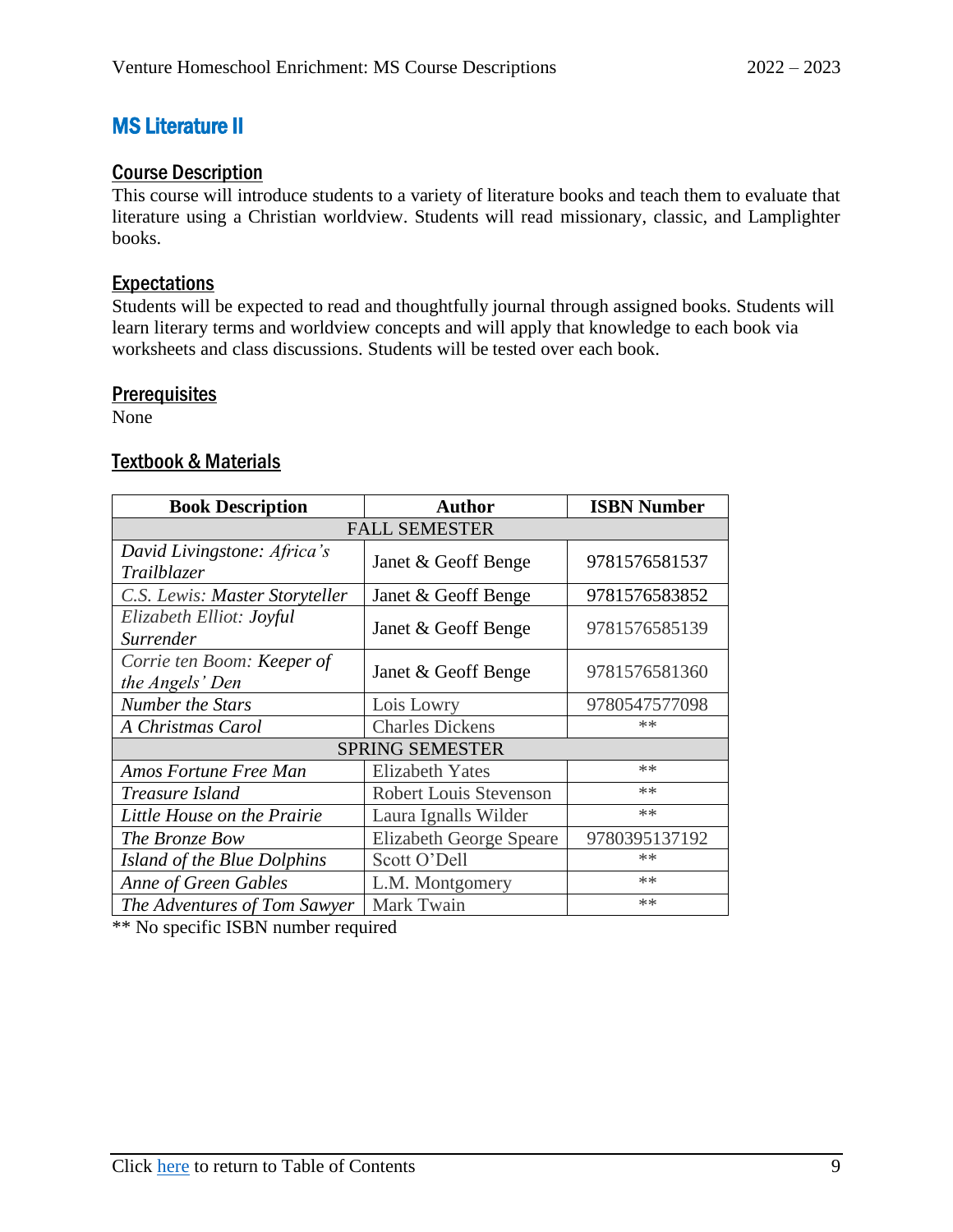# MS Literature II

## Course Description

This course will introduce students to a variety of literature books and teach them to evaluate that literature using a Christian worldview. Students will read missionary, classic, and Lamplighter books.

## Expectations

Students will be expected to read and thoughtfully journal through assigned books. Students will learn literary terms and worldview concepts and will apply that knowledge to each book via worksheets and class discussions. Students will be tested over each book.

## Prerequisites

None

## Textbook & Materials

| Book Description | Author | ISBN Number |
|---|---|---|
| FALL SEMESTER | | |
| *David Livingstone: Africa's Trailblazer* | Janet & Geoff Benge | 9781576581537 |
| *C.S. Lewis: Master Storyteller* | Janet & Geoff Benge | 9781576583852 |
| *Elizabeth Elliot: Joyful Surrender* | Janet & Geoff Benge | 9781576585139 |
| *Corrie ten Boom: Keeper of the Angels' Den* | Janet & Geoff Benge | 9781576581360 |
| *Number the Stars* | Lois Lowry | 9780547577098 |
| *A Christmas Carol* | Charles Dickens | ** |
| SPRING SEMESTER | | |
| *Amos Fortune Free Man* | Elizabeth Yates | ** |
| *Treasure Island* | Robert Louis Stevenson | ** |
| *Little House on the Prairie* | Laura Ignalls Wilder | ** |
| *The Bronze Bow* | Elizabeth George Speare | 9780395137192 |
| *Island of the Blue Dolphins* | Scott O'Dell | ** |
| *Anne of Green Gables* | L.M. Montgomery | ** |
| *The Adventures of Tom Sawyer* | Mark Twain | ** |

** No specific ISBN number required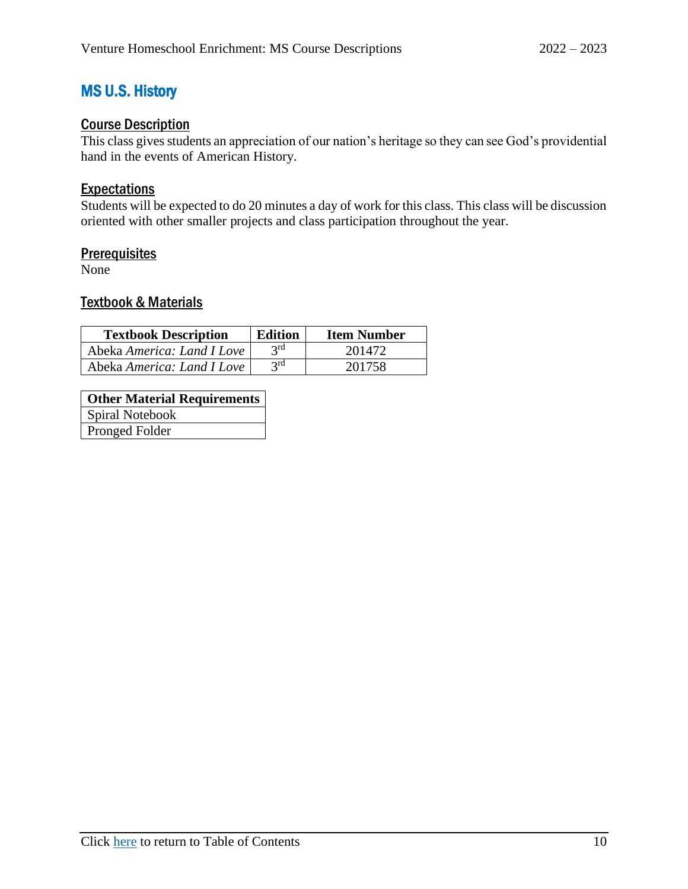# MS U.S. History

## Course Description

This class gives students an appreciation of our nation's heritage so they can see God's providential hand in the events of American History.

## Expectations

Students will be expected to do 20 minutes a day of work for this class. This class will be discussion oriented with other smaller projects and class participation throughout the year.

## Prerequisites

None

## Textbook & Materials

| Textbook Description | Edition | Item Number |
|---|---|---|
| Abeka *America: Land I Love* | 3rd | 201472 |
| Abeka *America: Land I Love* | 3rd | 201758 |

| Other Material Requirements |
|---|
| Spiral Notebook |
| Pronged Folder |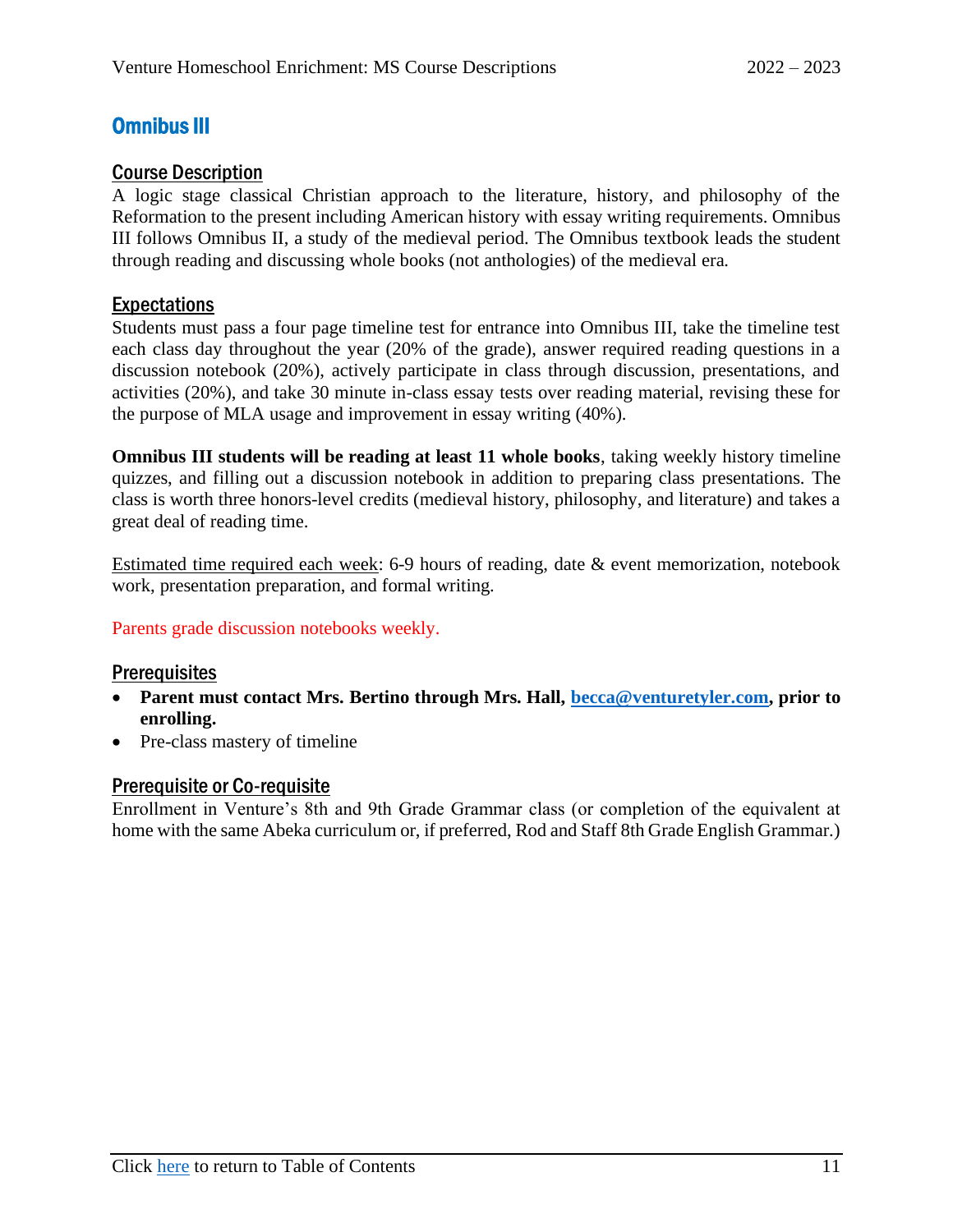# Omnibus III

## Course Description

A logic stage classical Christian approach to the literature, history, and philosophy of the Reformation to the present including American history with essay writing requirements. Omnibus III follows Omnibus II, a study of the medieval period. The Omnibus textbook leads the student through reading and discussing whole books (not anthologies) of the medieval era.

## Expectations

Students must pass a four page timeline test for entrance into Omnibus III, take the timeline test each class day throughout the year (20% of the grade), answer required reading questions in a discussion notebook (20%), actively participate in class through discussion, presentations, and activities (20%), and take 30 minute in-class essay tests over reading material, revising these for the purpose of MLA usage and improvement in essay writing (40%).

**Omnibus III students will be reading at least 11 whole books**, taking weekly history timeline quizzes, and filling out a discussion notebook in addition to preparing class presentations. The class is worth three honors-level credits (medieval history, philosophy, and literature) and takes a great deal of reading time.

Estimated time required each week: 6-9 hours of reading, date & event memorization, notebook work, presentation preparation, and formal writing.

Parents grade discussion notebooks weekly.

## Prerequisites

- **Parent must contact Mrs. Bertino through Mrs. Hall, becca@venturetyler.com, prior to enrolling.**
- Pre-class mastery of timeline

## Prerequisite or Co-requisite

Enrollment in Venture's 8th and 9th Grade Grammar class (or completion of the equivalent at home with the same Abeka curriculum or, if preferred, Rod and Staff 8th Grade English Grammar.)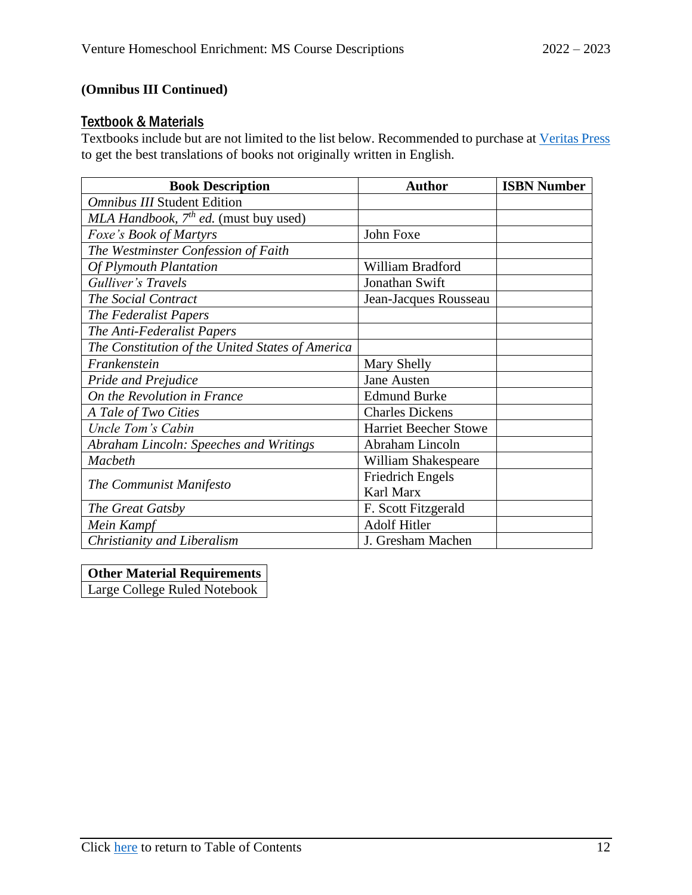**(Omnibus III Continued)**

## Textbook & Materials

Textbooks include but are not limited to the list below. Recommended to purchase at [Veritas Press] to get the best translations of books not originally written in English.

| Book Description | Author | ISBN Number |
|---|---|---|
| *Omnibus III* Student Edition | | |
| *MLA Handbook, 7th ed.* (must buy used) | | |
| *Foxe's Book of Martyrs* | John Foxe | |
| *The Westminster Confession of Faith* | | |
| *Of Plymouth Plantation* | William Bradford | |
| *Gulliver's Travels* | Jonathan Swift | |
| *The Social Contract* | Jean-Jacques Rousseau | |
| *The Federalist Papers* | | |
| *The Anti-Federalist Papers* | | |
| *The Constitution of the United States of America* | | |
| *Frankenstein* | Mary Shelly | |
| *Pride and Prejudice* | Jane Austen | |
| *On the Revolution in France* | Edmund Burke | |
| *A Tale of Two Cities* | Charles Dickens | |
| *Uncle Tom's Cabin* | Harriet Beecher Stowe | |
| *Abraham Lincoln: Speeches and Writings* | Abraham Lincoln | |
| *Macbeth* | William Shakespeare | |
| *The Communist Manifesto* | Friedrich Engels, Karl Marx | |
| *The Great Gatsby* | F. Scott Fitzgerald | |
| *Mein Kampf* | Adolf Hitler | |
| *Christianity and Liberalism* | J. Gresham Machen | |

| Other Material Requirements |
|---|
| Large College Ruled Notebook |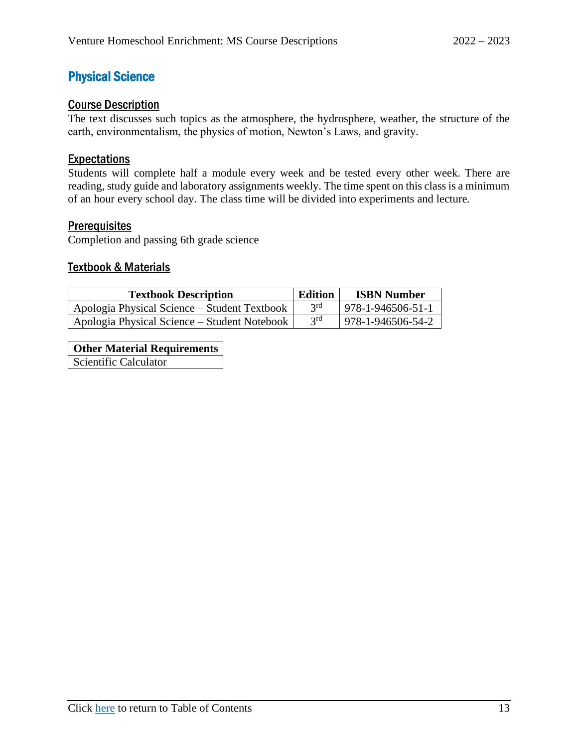# Physical Science

## Course Description

The text discusses such topics as the atmosphere, the hydrosphere, weather, the structure of the earth, environmentalism, the physics of motion, Newton's Laws, and gravity.

## Expectations

Students will complete half a module every week and be tested every other week. There are reading, study guide and laboratory assignments weekly. The time spent on this class is a minimum of an hour every school day. The class time will be divided into experiments and lecture.

## Prerequisites

Completion and passing 6th grade science

## Textbook & Materials

| Textbook Description | Edition | ISBN Number |
|---|---|---|
| Apologia Physical Science – Student Textbook | 3rd | 978-1-946506-51-1 |
| Apologia Physical Science – Student Notebook | 3rd | 978-1-946506-54-2 |

| Other Material Requirements |
|---|
| Scientific Calculator |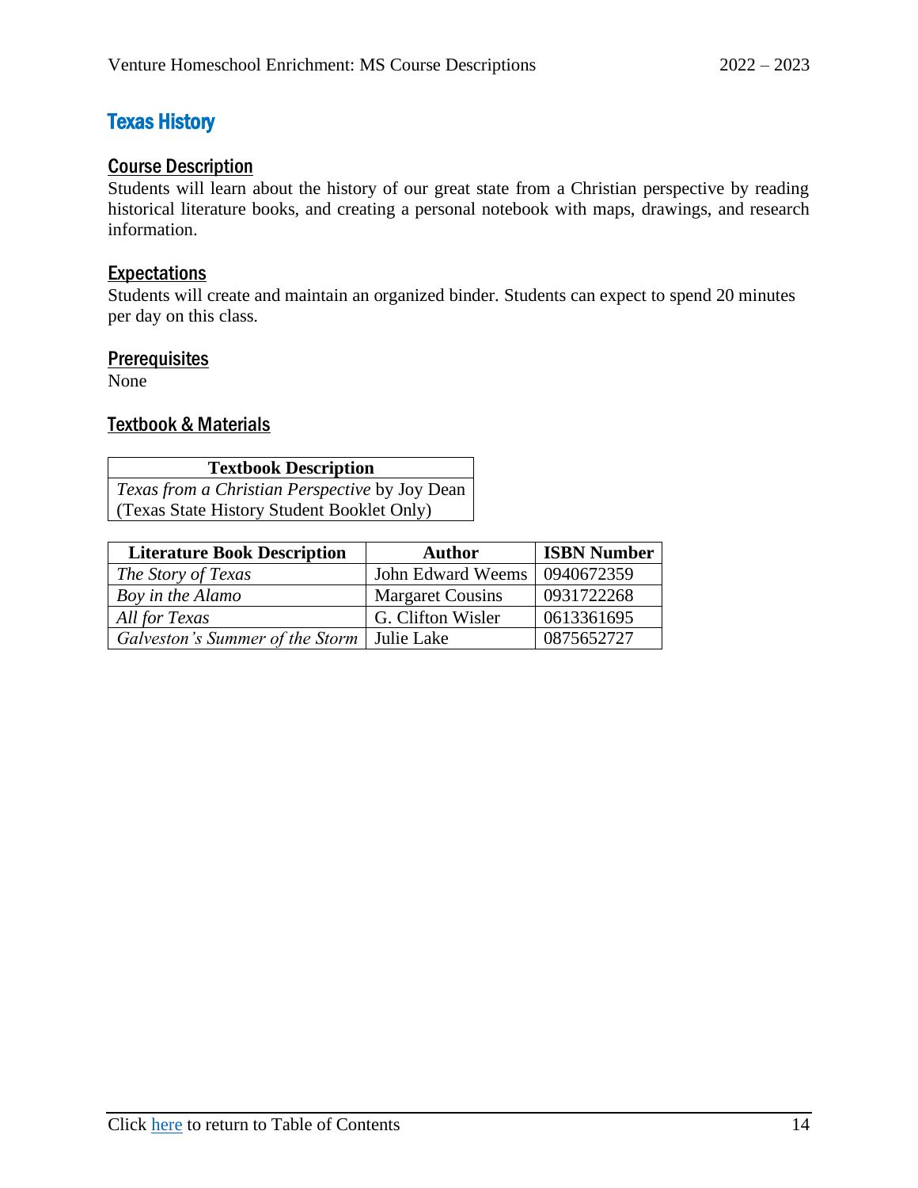# Texas History

## Course Description

Students will learn about the history of our great state from a Christian perspective by reading historical literature books, and creating a personal notebook with maps, drawings, and research information.

## Expectations

Students will create and maintain an organized binder. Students can expect to spend 20 minutes per day on this class.

## Prerequisites

None

## Textbook & Materials

| Textbook Description |
|---|
| *Texas from a Christian Perspective* by Joy Dean (Texas State History Student Booklet Only) |

| Literature Book Description | Author | ISBN Number |
|---|---|---|
| *The Story of Texas* | John Edward Weems | 0940672359 |
| *Boy in the Alamo* | Margaret Cousins | 0931722268 |
| *All for Texas* | G. Clifton Wisler | 0613361695 |
| *Galveston's Summer of the Storm* | Julie Lake | 0875652727 |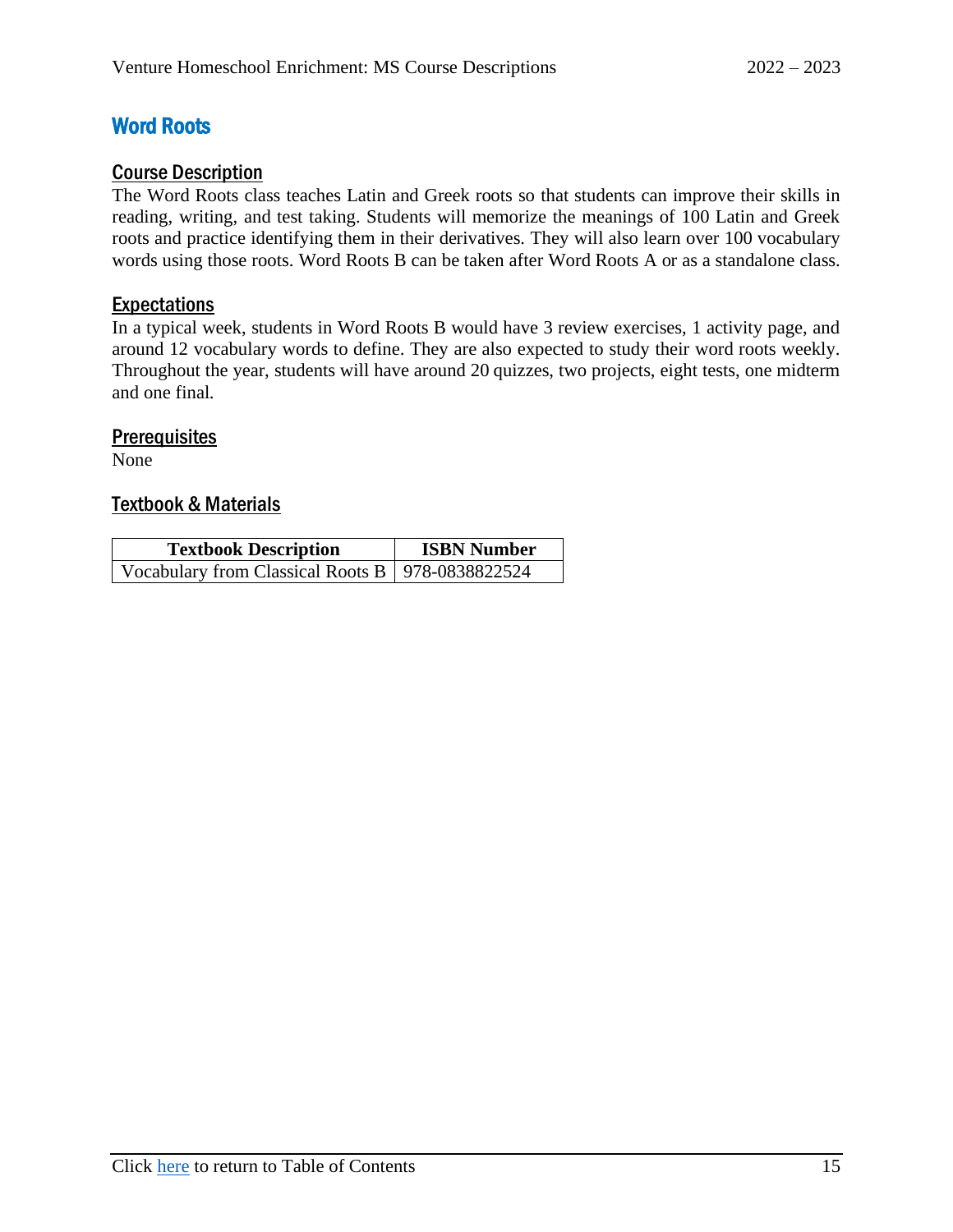# Word Roots

## Course Description

The Word Roots class teaches Latin and Greek roots so that students can improve their skills in reading, writing, and test taking. Students will memorize the meanings of 100 Latin and Greek roots and practice identifying them in their derivatives. They will also learn over 100 vocabulary words using those roots. Word Roots B can be taken after Word Roots A or as a standalone class.

## Expectations

In a typical week, students in Word Roots B would have 3 review exercises, 1 activity page, and around 12 vocabulary words to define. They are also expected to study their word roots weekly. Throughout the year, students will have around 20 quizzes, two projects, eight tests, one midterm and one final.

## Prerequisites

None

## Textbook & Materials

| Textbook Description | ISBN Number |
| --- | --- |
| Vocabulary from Classical Roots B | 978-0838822524 |

Click here to return to Table of Contents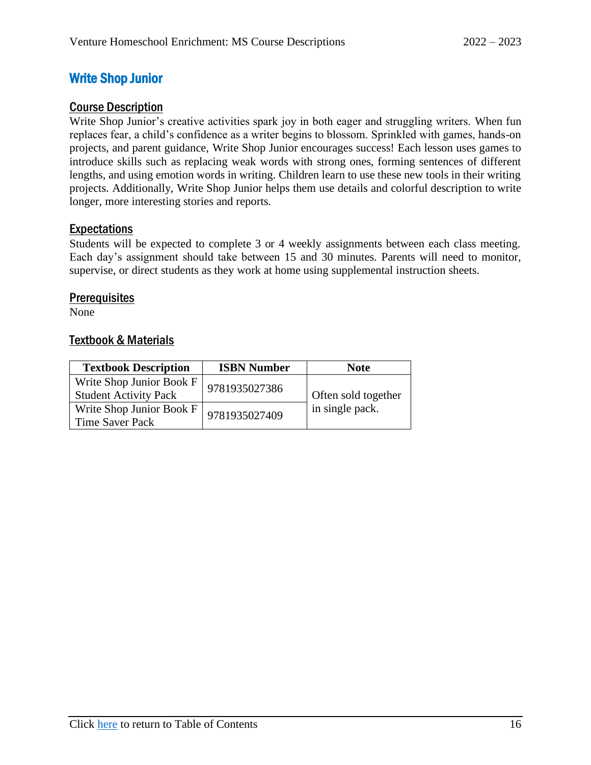## Write Shop Junior

### Course Description

Write Shop Junior's creative activities spark joy in both eager and struggling writers. When fun replaces fear, a child's confidence as a writer begins to blossom. Sprinkled with games, hands-on projects, and parent guidance, Write Shop Junior encourages success! Each lesson uses games to introduce skills such as replacing weak words with strong ones, forming sentences of different lengths, and using emotion words in writing. Children learn to use these new tools in their writing projects. Additionally, Write Shop Junior helps them use details and colorful description to write longer, more interesting stories and reports.

### Expectations

Students will be expected to complete 3 or 4 weekly assignments between each class meeting. Each day's assignment should take between 15 and 30 minutes. Parents will need to monitor, supervise, or direct students as they work at home using supplemental instruction sheets.

### Prerequisites

None

### Textbook & Materials

| Textbook Description | ISBN Number | Note |
| --- | --- | --- |
| Write Shop Junior Book F Student Activity Pack | 9781935027386 | Often sold together in single pack. |
| Write Shop Junior Book F Time Saver Pack | 9781935027409 | |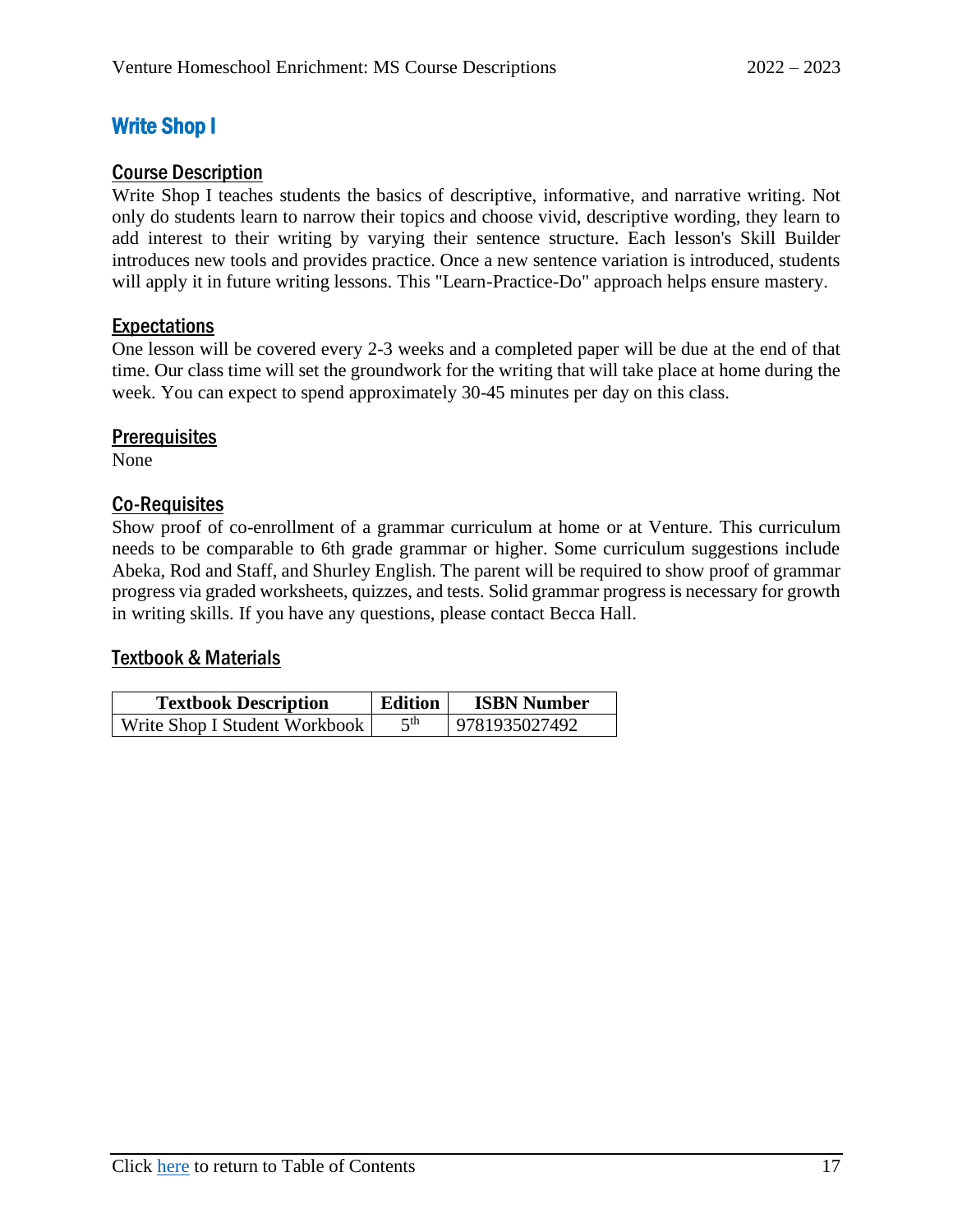# Write Shop I

## Course Description

Write Shop I teaches students the basics of descriptive, informative, and narrative writing. Not only do students learn to narrow their topics and choose vivid, descriptive wording, they learn to add interest to their writing by varying their sentence structure. Each lesson's Skill Builder introduces new tools and provides practice. Once a new sentence variation is introduced, students will apply it in future writing lessons. This "Learn-Practice-Do" approach helps ensure mastery.

## Expectations

One lesson will be covered every 2-3 weeks and a completed paper will be due at the end of that time. Our class time will set the groundwork for the writing that will take place at home during the week. You can expect to spend approximately 30-45 minutes per day on this class.

## Prerequisites

None

## Co-Requisites

Show proof of co-enrollment of a grammar curriculum at home or at Venture. This curriculum needs to be comparable to 6th grade grammar or higher. Some curriculum suggestions include Abeka, Rod and Staff, and Shurley English. The parent will be required to show proof of grammar progress via graded worksheets, quizzes, and tests. Solid grammar progress is necessary for growth in writing skills. If you have any questions, please contact Becca Hall.

## Textbook & Materials

| Textbook Description | Edition | ISBN Number |
|---|---|---|
| Write Shop I Student Workbook | 5th | 9781935027492 |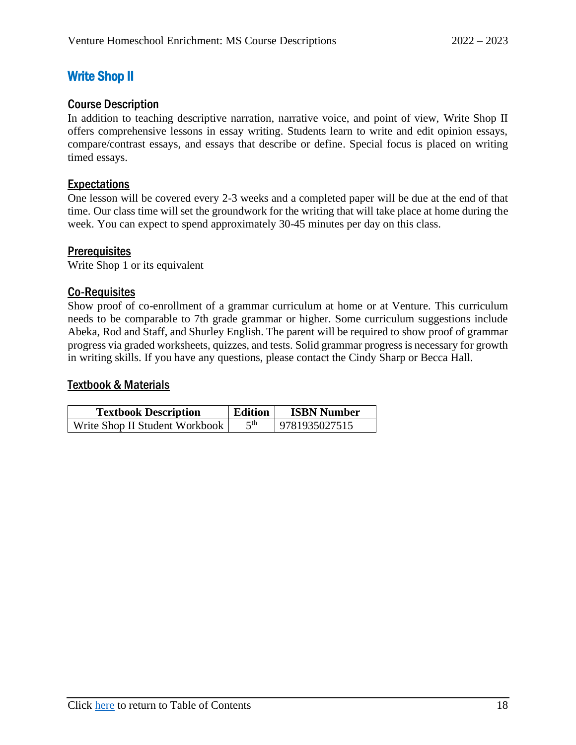## Write Shop II

### Course Description

In addition to teaching descriptive narration, narrative voice, and point of view, Write Shop II offers comprehensive lessons in essay writing. Students learn to write and edit opinion essays, compare/contrast essays, and essays that describe or define. Special focus is placed on writing timed essays.

### Expectations

One lesson will be covered every 2-3 weeks and a completed paper will be due at the end of that time. Our class time will set the groundwork for the writing that will take place at home during the week. You can expect to spend approximately 30-45 minutes per day on this class.

### Prerequisites

Write Shop 1 or its equivalent

### Co-Requisites

Show proof of co-enrollment of a grammar curriculum at home or at Venture. This curriculum needs to be comparable to 7th grade grammar or higher. Some curriculum suggestions include Abeka, Rod and Staff, and Shurley English. The parent will be required to show proof of grammar progress via graded worksheets, quizzes, and tests. Solid grammar progress is necessary for growth in writing skills. If you have any questions, please contact the Cindy Sharp or Becca Hall.

### Textbook & Materials

| Textbook Description | Edition | ISBN Number |
|---|---|---|
| Write Shop II Student Workbook | 5th | 9781935027515 |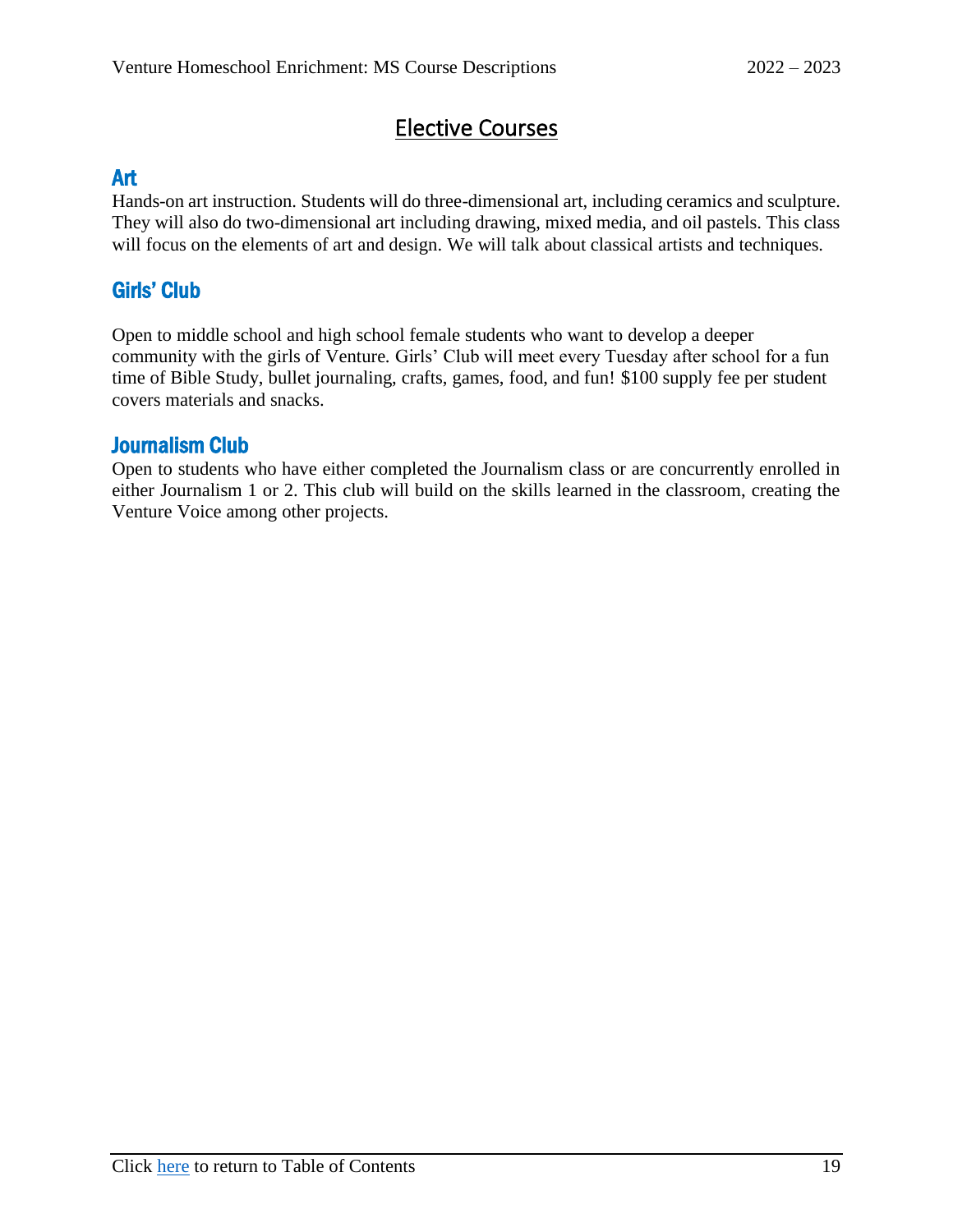# Elective Courses

## Art

Hands-on art instruction. Students will do three-dimensional art, including ceramics and sculpture. They will also do two-dimensional art including drawing, mixed media, and oil pastels. This class will focus on the elements of art and design. We will talk about classical artists and techniques.

## Girls' Club

Open to middle school and high school female students who want to develop a deeper community with the girls of Venture. Girls' Club will meet every Tuesday after school for a fun time of Bible Study, bullet journaling, crafts, games, food, and fun! $100 supply fee per student covers materials and snacks.

## Journalism Club

Open to students who have either completed the Journalism class or are concurrently enrolled in either Journalism 1 or 2. This club will build on the skills learned in the classroom, creating the Venture Voice among other projects.